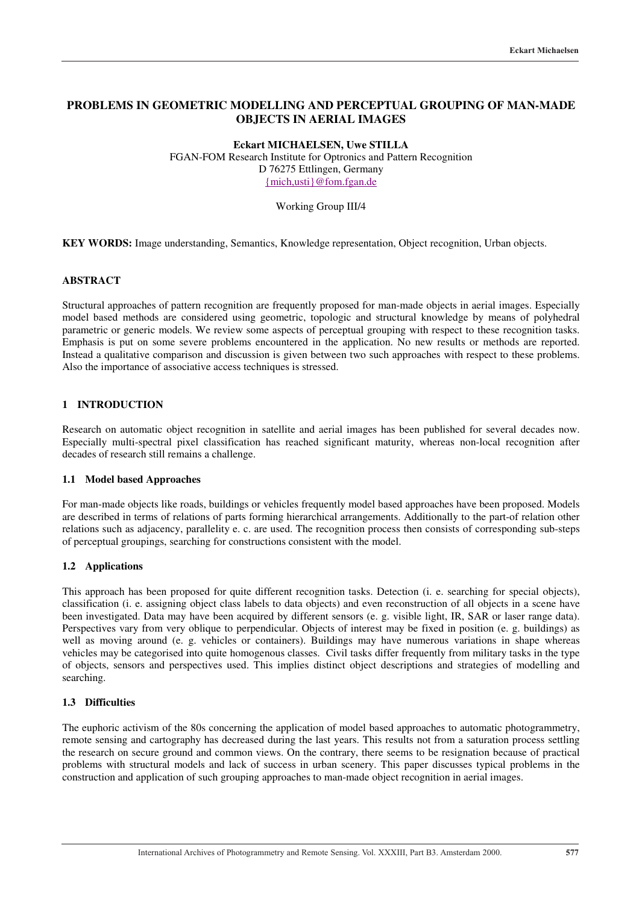# PROBLEMS IN GEOMETRIC MODELLING AND PERCEPTUAL GROUPING OF MAN-MADE OBJECTS IN AERIAL IMAGES

**Eckart MICHAELSEN, Uwe STILLA**
FGAN-FOM Research Institute for Optronics and Pattern Recognition
D 76275 Ettlingen, Germany
{mich,usti}@fom.fgan.de

Working Group III/4

**KEY WORDS:** Image understanding, Semantics, Knowledge representation, Object recognition, Urban objects.

## ABSTRACT

Structural approaches of pattern recognition are frequently proposed for man-made objects in aerial images. Especially model based methods are considered using geometric, topologic and structural knowledge by means of polyhedral parametric or generic models. We review some aspects of perceptual grouping with respect to these recognition tasks. Emphasis is put on some severe problems encountered in the application. No new results or methods are reported. Instead a qualitative comparison and discussion is given between two such approaches with respect to these problems. Also the importance of associative access techniques is stressed.

## 1 INTRODUCTION

Research on automatic object recognition in satellite and aerial images has been published for several decades now. Especially multi-spectral pixel classification has reached significant maturity, whereas non-local recognition after decades of research still remains a challenge.

### 1.1 Model based Approaches

For man-made objects like roads, buildings or vehicles frequently model based approaches have been proposed. Models are described in terms of relations of parts forming hierarchical arrangements. Additionally to the part-of relation other relations such as adjacency, parallelity e. c. are used. The recognition process then consists of corresponding sub-steps of perceptual groupings, searching for constructions consistent with the model.

### 1.2 Applications

This approach has been proposed for quite different recognition tasks. Detection (i. e. searching for special objects), classification (i. e. assigning object class labels to data objects) and even reconstruction of all objects in a scene have been investigated. Data may have been acquired by different sensors (e. g. visible light, IR, SAR or laser range data). Perspectives vary from very oblique to perpendicular. Objects of interest may be fixed in position (e. g. buildings) as well as moving around (e. g. vehicles or containers). Buildings may have numerous variations in shape whereas vehicles may be categorised into quite homogenous classes. Civil tasks differ frequently from military tasks in the type of objects, sensors and perspectives used. This implies distinct object descriptions and strategies of modelling and searching.

### 1.3 Difficulties

The euphoric activism of the 80s concerning the application of model based approaches to automatic photogrammetry, remote sensing and cartography has decreased during the last years. This results not from a saturation process settling the research on secure ground and common views. On the contrary, there seems to be resignation because of practical problems with structural models and lack of success in urban scenery. This paper discusses typical problems in the construction and application of such grouping approaches to man-made object recognition in aerial images.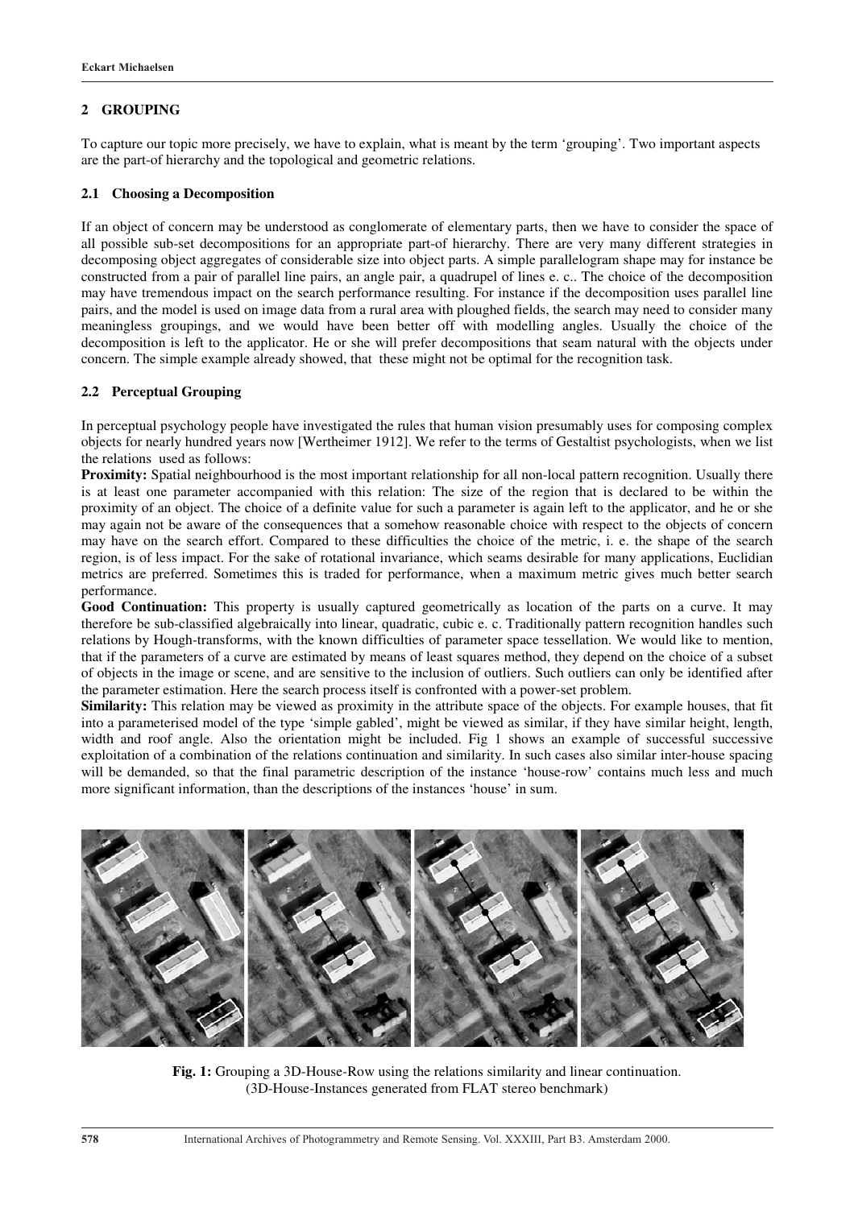## 2 GROUPING

To capture our topic more precisely, we have to explain, what is meant by the term 'grouping'. Two important aspects are the part-of hierarchy and the topological and geometric relations.

### 2.1 Choosing a Decomposition

If an object of concern may be understood as conglomerate of elementary parts, then we have to consider the space of all possible sub-set decompositions for an appropriate part-of hierarchy. There are very many different strategies in decomposing object aggregates of considerable size into object parts. A simple parallelogram shape may for instance be constructed from a pair of parallel line pairs, an angle pair, a quadrupel of lines e. c.. The choice of the decomposition may have tremendous impact on the search performance resulting. For instance if the decomposition uses parallel line pairs, and the model is used on image data from a rural area with ploughed fields, the search may need to consider many meaningless groupings, and we would have been better off with modelling angles. Usually the choice of the decomposition is left to the applicator. He or she will prefer decompositions that seam natural with the objects under concern. The simple example already showed, that these might not be optimal for the recognition task.

### 2.2 Perceptual Grouping

In perceptual psychology people have investigated the rules that human vision presumably uses for composing complex objects for nearly hundred years now [Wertheimer 1912]. We refer to the terms of Gestaltist psychologists, when we list the relations used as follows:

**Proximity:** Spatial neighbourhood is the most important relationship for all non-local pattern recognition. Usually there is at least one parameter accompanied with this relation: The size of the region that is declared to be within the proximity of an object. The choice of a definite value for such a parameter is again left to the applicator, and he or she may again not be aware of the consequences that a somehow reasonable choice with respect to the objects of concern may have on the search effort. Compared to these difficulties the choice of the metric, i. e. the shape of the search region, is of less impact. For the sake of rotational invariance, which seams desirable for many applications, Euclidian metrics are preferred. Sometimes this is traded for performance, when a maximum metric gives much better search performance.

**Good Continuation:** This property is usually captured geometrically as location of the parts on a curve. It may therefore be sub-classified algebraically into linear, quadratic, cubic e. c. Traditionally pattern recognition handles such relations by Hough-transforms, with the known difficulties of parameter space tessellation. We would like to mention, that if the parameters of a curve are estimated by means of least squares method, they depend on the choice of a subset of objects in the image or scene, and are sensitive to the inclusion of outliers. Such outliers can only be identified after the parameter estimation. Here the search process itself is confronted with a power-set problem.

**Similarity:** This relation may be viewed as proximity in the attribute space of the objects. For example houses, that fit into a parameterised model of the type 'simple gabled', might be viewed as similar, if they have similar height, length, width and roof angle. Also the orientation might be included. Fig 1 shows an example of successful successive exploitation of a combination of the relations continuation and similarity. In such cases also similar inter-house spacing will be demanded, so that the final parametric description of the instance 'house-row' contains much less and much more significant information, than the descriptions of the instances 'house' in sum.

**Fig. 1:** Grouping a 3D-House-Row using the relations similarity and linear continuation. (3D-House-Instances generated from FLAT stereo benchmark)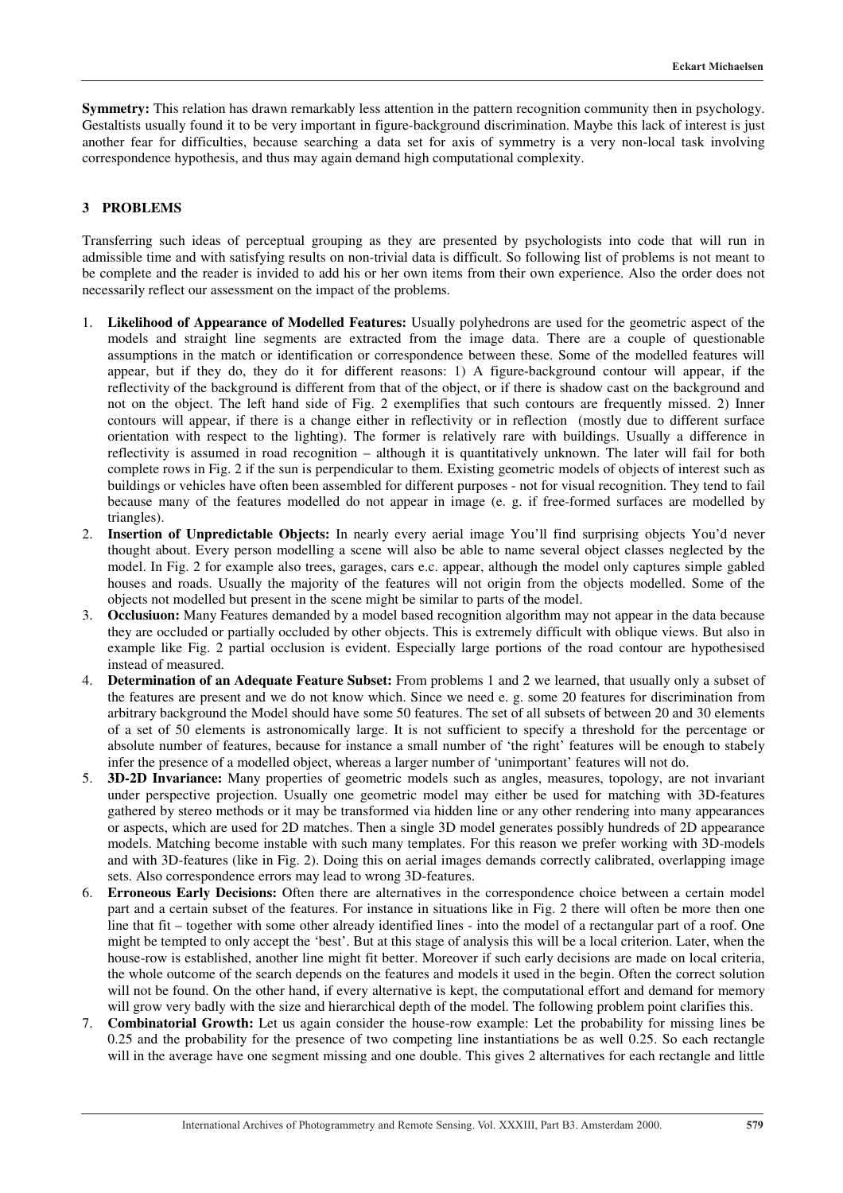**Symmetry:** This relation has drawn remarkably less attention in the pattern recognition community then in psychology. Gestaltists usually found it to be very important in figure-background discrimination. Maybe this lack of interest is just another fear for difficulties, because searching a data set for axis of symmetry is a very non-local task involving correspondence hypothesis, and thus may again demand high computational complexity.

## 3 PROBLEMS

Transferring such ideas of perceptual grouping as they are presented by psychologists into code that will run in admissible time and with satisfying results on non-trivial data is difficult. So following list of problems is not meant to be complete and the reader is invided to add his or her own items from their own experience. Also the order does not necessarily reflect our assessment on the impact of the problems.

1. **Likelihood of Appearance of Modelled Features:** Usually polyhedrons are used for the geometric aspect of the models and straight line segments are extracted from the image data. There are a couple of questionable assumptions in the match or identification or correspondence between these. Some of the modelled features will appear, but if they do, they do it for different reasons: 1) A figure-background contour will appear, if the reflectivity of the background is different from that of the object, or if there is shadow cast on the background and not on the object. The left hand side of Fig. 2 exemplifies that such contours are frequently missed. 2) Inner contours will appear, if there is a change either in reflectivity or in reflection (mostly due to different surface orientation with respect to the lighting). The former is relatively rare with buildings. Usually a difference in reflectivity is assumed in road recognition – although it is quantitatively unknown. The later will fail for both complete rows in Fig. 2 if the sun is perpendicular to them. Existing geometric models of objects of interest such as buildings or vehicles have often been assembled for different purposes - not for visual recognition. They tend to fail because many of the features modelled do not appear in image (e. g. if free-formed surfaces are modelled by triangles).
2. **Insertion of Unpredictable Objects:** In nearly every aerial image You'll find surprising objects You'd never thought about. Every person modelling a scene will also be able to name several object classes neglected by the model. In Fig. 2 for example also trees, garages, cars e.c. appear, although the model only captures simple gabled houses and roads. Usually the majority of the features will not origin from the objects modelled. Some of the objects not modelled but present in the scene might be similar to parts of the model.
3. **Occlusiuon:** Many Features demanded by a model based recognition algorithm may not appear in the data because they are occluded or partially occluded by other objects. This is extremely difficult with oblique views. But also in example like Fig. 2 partial occlusion is evident. Especially large portions of the road contour are hypothesised instead of measured.
4. **Determination of an Adequate Feature Subset:** From problems 1 and 2 we learned, that usually only a subset of the features are present and we do not know which. Since we need e. g. some 20 features for discrimination from arbitrary background the Model should have some 50 features. The set of all subsets of between 20 and 30 elements of a set of 50 elements is astronomically large. It is not sufficient to specify a threshold for the percentage or absolute number of features, because for instance a small number of 'the right' features will be enough to stabely infer the presence of a modelled object, whereas a larger number of 'unimportant' features will not do.
5. **3D-2D Invariance:** Many properties of geometric models such as angles, measures, topology, are not invariant under perspective projection. Usually one geometric model may either be used for matching with 3D-features gathered by stereo methods or it may be transformed via hidden line or any other rendering into many appearances or aspects, which are used for 2D matches. Then a single 3D model generates possibly hundreds of 2D appearance models. Matching become instable with such many templates. For this reason we prefer working with 3D-models and with 3D-features (like in Fig. 2). Doing this on aerial images demands correctly calibrated, overlapping image sets. Also correspondence errors may lead to wrong 3D-features.
6. **Erroneous Early Decisions:** Often there are alternatives in the correspondence choice between a certain model part and a certain subset of the features. For instance in situations like in Fig. 2 there will often be more then one line that fit – together with some other already identified lines - into the model of a rectangular part of a roof. One might be tempted to only accept the 'best'. But at this stage of analysis this will be a local criterion. Later, when the house-row is established, another line might fit better. Moreover if such early decisions are made on local criteria, the whole outcome of the search depends on the features and models it used in the begin. Often the correct solution will not be found. On the other hand, if every alternative is kept, the computational effort and demand for memory will grow very badly with the size and hierarchical depth of the model. The following problem point clarifies this.
7. **Combinatorial Growth:** Let us again consider the house-row example: Let the probability for missing lines be 0.25 and the probability for the presence of two competing line instantiations be as well 0.25. So each rectangle will in the average have one segment missing and one double. This gives 2 alternatives for each rectangle and little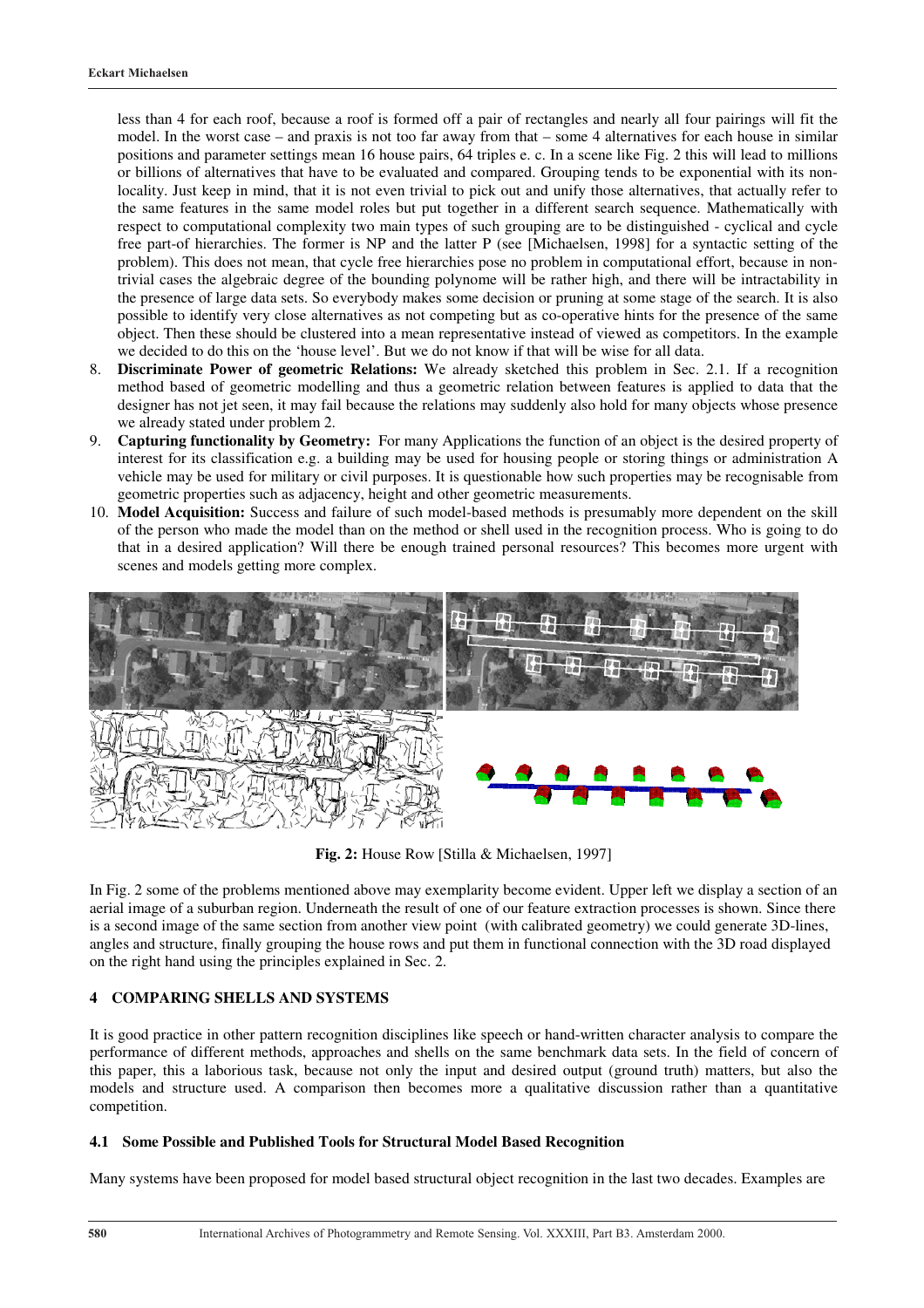less than 4 for each roof, because a roof is formed off a pair of rectangles and nearly all four pairings will fit the model. In the worst case – and praxis is not too far away from that – some 4 alternatives for each house in similar positions and parameter settings mean 16 house pairs, 64 triples e. c. In a scene like Fig. 2 this will lead to millions or billions of alternatives that have to be evaluated and compared. Grouping tends to be exponential with its non-locality. Just keep in mind, that it is not even trivial to pick out and unify those alternatives, that actually refer to the same features in the same model roles but put together in a different search sequence. Mathematically with respect to computational complexity two main types of such grouping are to be distinguished - cyclical and cycle free part-of hierarchies. The former is NP and the latter P (see [Michaelsen, 1998] for a syntactic setting of the problem). This does not mean, that cycle free hierarchies pose no problem in computational effort, because in non-trivial cases the algebraic degree of the bounding polynome will be rather high, and there will be intractability in the presence of large data sets. So everybody makes some decision or pruning at some stage of the search. It is also possible to identify very close alternatives as not competing but as co-operative hints for the presence of the same object. Then these should be clustered into a mean representative instead of viewed as competitors. In the example we decided to do this on the 'house level'. But we do not know if that will be wise for all data.

8. **Discriminate Power of geometric Relations:** We already sketched this problem in Sec. 2.1. If a recognition method based of geometric modelling and thus a geometric relation between features is applied to data that the designer has not jet seen, it may fail because the relations may suddenly also hold for many objects whose presence we already stated under problem 2.
9. **Capturing functionality by Geometry:** For many Applications the function of an object is the desired property of interest for its classification e.g. a building may be used for housing people or storing things or administration A vehicle may be used for military or civil purposes. It is questionable how such properties may be recognisable from geometric properties such as adjacency, height and other geometric measurements.
10. **Model Acquisition:** Success and failure of such model-based methods is presumably more dependent on the skill of the person who made the model than on the method or shell used in the recognition process. Who is going to do that in a desired application? Will there be enough trained personal resources? This becomes more urgent with scenes and models getting more complex.

**Fig. 2:** House Row [Stilla & Michaelsen, 1997]

In Fig. 2 some of the problems mentioned above may exemplarity become evident. Upper left we display a section of an aerial image of a suburban region. Underneath the result of one of our feature extraction processes is shown. Since there is a second image of the same section from another view point (with calibrated geometry) we could generate 3D-lines, angles and structure, finally grouping the house rows and put them in functional connection with the 3D road displayed on the right hand using the principles explained in Sec. 2.

## 4 COMPARING SHELLS AND SYSTEMS

It is good practice in other pattern recognition disciplines like speech or hand-written character analysis to compare the performance of different methods, approaches and shells on the same benchmark data sets. In the field of concern of this paper, this a laborious task, because not only the input and desired output (ground truth) matters, but also the models and structure used. A comparison then becomes more a qualitative discussion rather than a quantitative competition.

### 4.1 Some Possible and Published Tools for Structural Model Based Recognition

Many systems have been proposed for model based structural object recognition in the last two decades. Examples are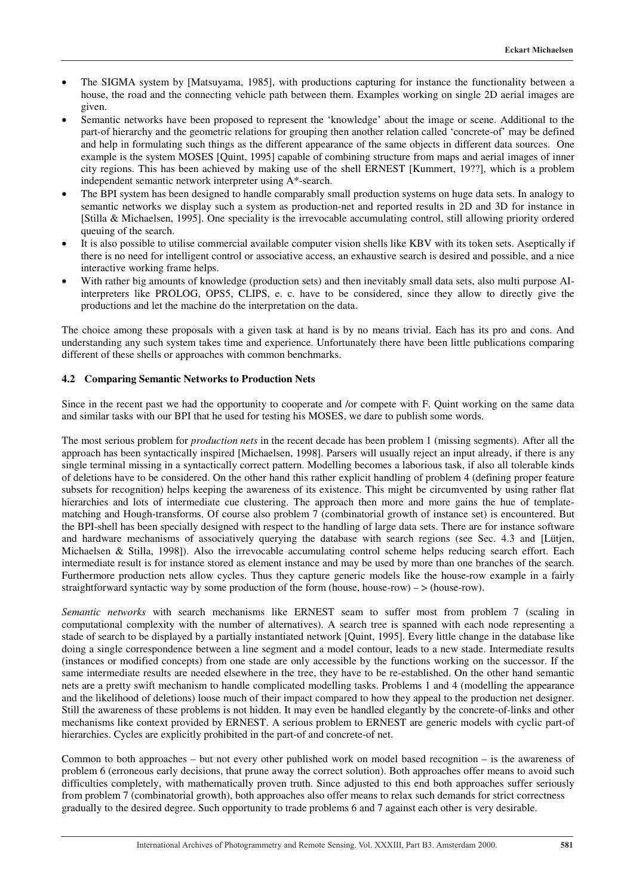- The SIGMA system by [Matsuyama, 1985], with productions capturing for instance the functionality between a house, the road and the connecting vehicle path between them. Examples working on single 2D aerial images are given.
- Semantic networks have been proposed to represent the 'knowledge' about the image or scene. Additional to the part-of hierarchy and the geometric relations for grouping then another relation called 'concrete-of' may be defined and help in formulating such things as the different appearance of the same objects in different data sources. One example is the system MOSES [Quint, 1995] capable of combining structure from maps and aerial images of inner city regions. This has been achieved by making use of the shell ERNEST [Kummert, 19??], which is a problem independent semantic network interpreter using A*-search.
- The BPI system has been designed to handle comparably small production systems on huge data sets. In analogy to semantic networks we display such a system as production-net and reported results in 2D and 3D for instance in [Stilla & Michaelsen, 1995]. One speciality is the irrevocable accumulating control, still allowing priority ordered queuing of the search.
- It is also possible to utilise commercial available computer vision shells like KBV with its token sets. Aseptically if there is no need for intelligent control or associative access, an exhaustive search is desired and possible, and a nice interactive working frame helps.
- With rather big amounts of knowledge (production sets) and then inevitably small data sets, also multi purpose AI-interpreters like PROLOG, OPS5, CLIPS, e. c. have to be considered, since they allow to directly give the productions and let the machine do the interpretation on the data.

The choice among these proposals with a given task at hand is by no means trivial. Each has its pro and cons. And understanding any such system takes time and experience. Unfortunately there have been little publications comparing different of these shells or approaches with common benchmarks.

### 4.2 Comparing Semantic Networks to Production Nets

Since in the recent past we had the opportunity to cooperate and /or compete with F. Quint working on the same data and similar tasks with our BPI that he used for testing his MOSES, we dare to publish some words.

The most serious problem for *production nets* in the recent decade has been problem 1 (missing segments). After all the approach has been syntactically inspired [Michaelsen, 1998]. Parsers will usually reject an input already, if there is any single terminal missing in a syntactically correct pattern. Modelling becomes a laborious task, if also all tolerable kinds of deletions have to be considered. On the other hand this rather explicit handling of problem 4 (defining proper feature subsets for recognition) helps keeping the awareness of its existence. This might be circumvented by using rather flat hierarchies and lots of intermediate cue clustering. The approach then more and more gains the hue of template-matching and Hough-transforms. Of course also problem 7 (combinatorial growth of instance set) is encountered. But the BPI-shell has been specially designed with respect to the handling of large data sets. There are for instance software and hardware mechanisms of associatively querying the database with search regions (see Sec. 4.3 and [Lütjen, Michaelsen & Stilla, 1998]). Also the irrevocable accumulating control scheme helps reducing search effort. Each intermediate result is for instance stored as element instance and may be used by more than one branches of the search. Furthermore production nets allow cycles. Thus they capture generic models like the house-row example in a fairly straightforward syntactic way by some production of the form (house, house-row) – > (house-row).

*Semantic networks* with search mechanisms like ERNEST seam to suffer most from problem 7 (scaling in computational complexity with the number of alternatives). A search tree is spanned with each node representing a stade of search to be displayed by a partially instantiated network [Quint, 1995]. Every little change in the database like doing a single correspondence between a line segment and a model contour, leads to a new stade. Intermediate results (instances or modified concepts) from one stade are only accessible by the functions working on the successor. If the same intermediate results are needed elsewhere in the tree, they have to be re-established. On the other hand semantic nets are a pretty swift mechanism to handle complicated modelling tasks. Problems 1 and 4 (modelling the appearance and the likelihood of deletions) loose much of their impact compared to how they appeal to the production net designer. Still the awareness of these problems is not hidden. It may even be handled elegantly by the concrete-of-links and other mechanisms like context provided by ERNEST. A serious problem to ERNEST are generic models with cyclic part-of hierarchies. Cycles are explicitly prohibited in the part-of and concrete-of net.

Common to both approaches – but not every other published work on model based recognition – is the awareness of problem 6 (erroneous early decisions, that prune away the correct solution). Both approaches offer means to avoid such difficulties completely, with mathematically proven truth. Since adjusted to this end both approaches suffer seriously from problem 7 (combinatorial growth), both approaches also offer means to relax such demands for strict correctness gradually to the desired degree. Such opportunity to trade problems 6 and 7 against each other is very desirable.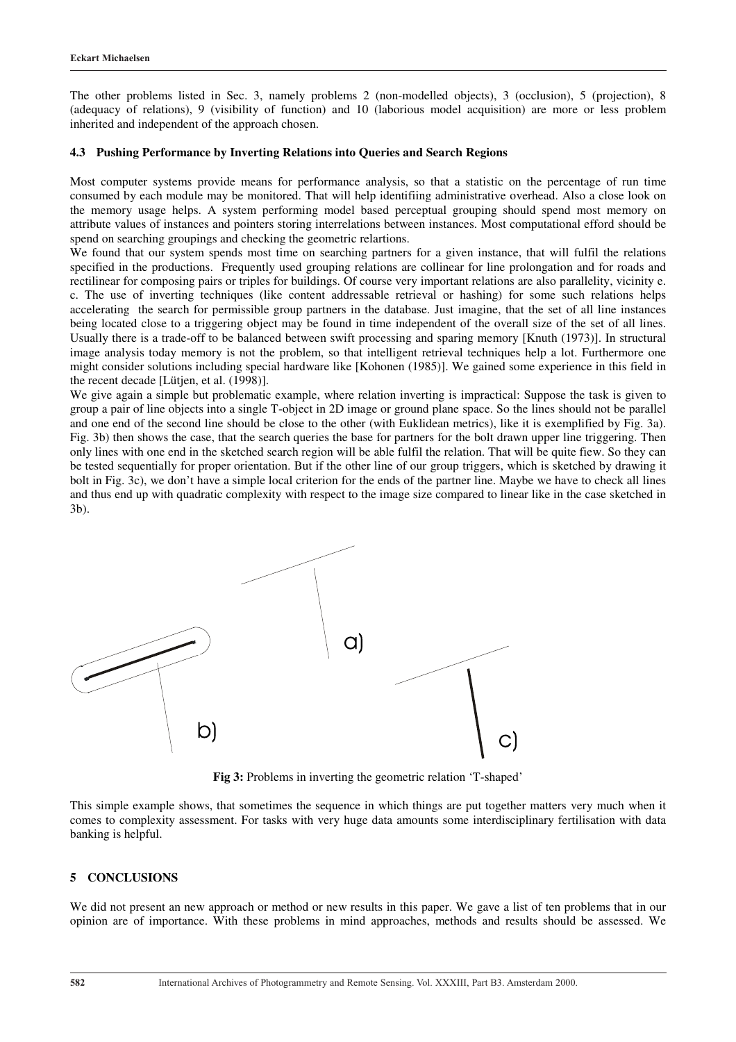The other problems listed in Sec. 3, namely problems 2 (non-modelled objects), 3 (occlusion), 5 (projection), 8 (adequacy of relations), 9 (visibility of function) and 10 (laborious model acquisition) are more or less problem inherited and independent of the approach chosen.

### 4.3 Pushing Performance by Inverting Relations into Queries and Search Regions

Most computer systems provide means for performance analysis, so that a statistic on the percentage of run time consumed by each module may be monitored. That will help identifiing administrative overhead. Also a close look on the memory usage helps. A system performing model based perceptual grouping should spend most memory on attribute values of instances and pointers storing interrelations between instances. Most computational efford should be spend on searching groupings and checking the geometric relartions.

We found that our system spends most time on searching partners for a given instance, that will fulfil the relations specified in the productions. Frequently used grouping relations are collinear for line prolongation and for roads and rectilinear for composing pairs or triples for buildings. Of course very important relations are also parallelity, vicinity e. c. The use of inverting techniques (like content addressable retrieval or hashing) for some such relations helps accelerating the search for permissible group partners in the database. Just imagine, that the set of all line instances being located close to a triggering object may be found in time independent of the overall size of the set of all lines. Usually there is a trade-off to be balanced between swift processing and sparing memory [Knuth (1973)]. In structural image analysis today memory is not the problem, so that intelligent retrieval techniques help a lot. Furthermore one might consider solutions including special hardware like [Kohonen (1985)]. We gained some experience in this field in the recent decade [Lütjen, et al. (1998)].

We give again a simple but problematic example, where relation inverting is impractical: Suppose the task is given to group a pair of line objects into a single T-object in 2D image or ground plane space. So the lines should not be parallel and one end of the second line should be close to the other (with Euklidean metrics), like it is exemplified by Fig. 3a). Fig. 3b) then shows the case, that the search queries the base for partners for the bolt drawn upper line triggering. Then only lines with one end in the sketched search region will be able fulfil the relation. That will be quite fiew. So they can be tested sequentially for proper orientation. But if the other line of our group triggers, which is sketched by drawing it bolt in Fig. 3c), we don't have a simple local criterion for the ends of the partner line. Maybe we have to check all lines and thus end up with quadratic complexity with respect to the image size compared to linear like in the case sketched in 3b).

**Fig 3:** Problems in inverting the geometric relation 'T-shaped'

This simple example shows, that sometimes the sequence in which things are put together matters very much when it comes to complexity assessment. For tasks with very huge data amounts some interdisciplinary fertilisation with data banking is helpful.

## 5 CONCLUSIONS

We did not present an new approach or method or new results in this paper. We gave a list of ten problems that in our opinion are of importance. With these problems in mind approaches, methods and results should be assessed. We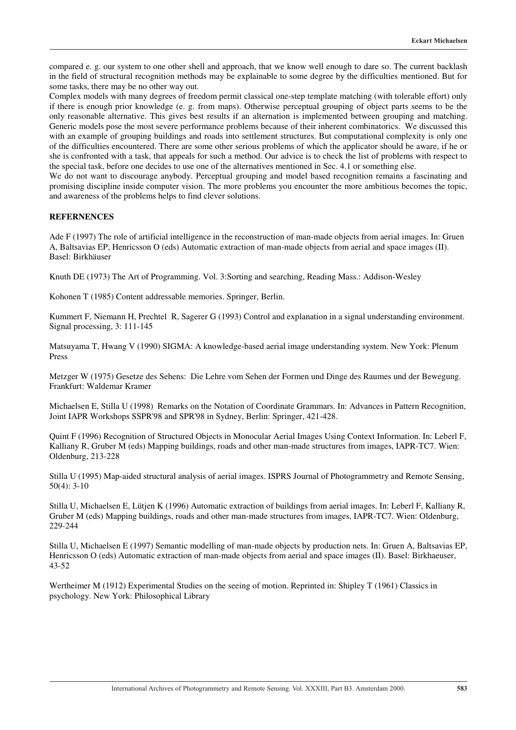compared e. g. our system to one other shell and approach, that we know well enough to dare so. The current backlash in the field of structural recognition methods may be explainable to some degree by the difficulties mentioned. But for some tasks, there may be no other way out.

Complex models with many degrees of freedom permit classical one-step template matching (with tolerable effort) only if there is enough prior knowledge (e. g. from maps). Otherwise perceptual grouping of object parts seems to be the only reasonable alternative. This gives best results if an alternation is implemented between grouping and matching. Generic models pose the most severe performance problems because of their inherent combinatorics. We discussed this with an example of grouping buildings and roads into settlement structures. But computational complexity is only one of the difficulties encountered. There are some other serious problems of which the applicator should be aware, if he or she is confronted with a task, that appeals for such a method. Our advice is to check the list of problems with respect to the special task, before one decides to use one of the alternatives mentioned in Sec. 4.1 or something else.

We do not want to discourage anybody. Perceptual grouping and model based recognition remains a fascinating and promising discipline inside computer vision. The more problems you encounter the more ambitious becomes the topic, and awareness of the problems helps to find clever solutions.

**REFERNENCES**

Ade F (1997) The role of artificial intelligence in the reconstruction of man-made objects from aerial images. In: Gruen A, Baltsavias EP, Henricsson O (eds) Automatic extraction of man-made objects from aerial and space images (II). Basel: Birkhäuser

Knuth DE (1973) The Art of Programming. Vol. 3:Sorting and searching, Reading Mass.: Addison-Wesley

Kohonen T (1985) Content addressable memories. Springer, Berlin.

Kummert F, Niemann H, Prechtel R, Sagerer G (1993) Control and explanation in a signal understanding environment. Signal processing, 3: 111-145

Matsuyama T, Hwang V (1990) SIGMA: A knowledge-based aerial image understanding system. New York: Plenum Press

Metzger W (1975) Gesetze des Sehens: Die Lehre vom Sehen der Formen und Dinge des Raumes und der Bewegung. Frankfurt: Waldemar Kramer

Michaelsen E, Stilla U (1998) Remarks on the Notation of Coordinate Grammars. In: Advances in Pattern Recognition, Joint IAPR Workshops SSPR'98 and SPR'98 in Sydney, Berlin: Springer, 421-428.

Quint F (1996) Recognition of Structured Objects in Monocular Aerial Images Using Context Information. In: Leberl F, Kalliany R, Gruber M (eds) Mapping buildings, roads and other man-made structures from images, IAPR-TC7. Wien: Oldenburg, 213-228

Stilla U (1995) Map-aided structural analysis of aerial images. ISPRS Journal of Photogrammetry and Remote Sensing, 50(4): 3-10

Stilla U, Michaelsen E, Lütjen K (1996) Automatic extraction of buildings from aerial images. In: Leberl F, Kalliany R, Gruber M (eds) Mapping buildings, roads and other man-made structures from images, IAPR-TC7. Wien: Oldenburg, 229-244

Stilla U, Michaelsen E (1997) Semantic modelling of man-made objects by production nets. In: Gruen A, Baltsavias EP, Henricsson O (eds) Automatic extraction of man-made objects from aerial and space images (II). Basel: Birkhaeuser, 43-52

Wertheimer M (1912) Experimental Studies on the seeing of motion. Reprinted in: Shipley T (1961) Classics in psychology. New York: Philosophical Library